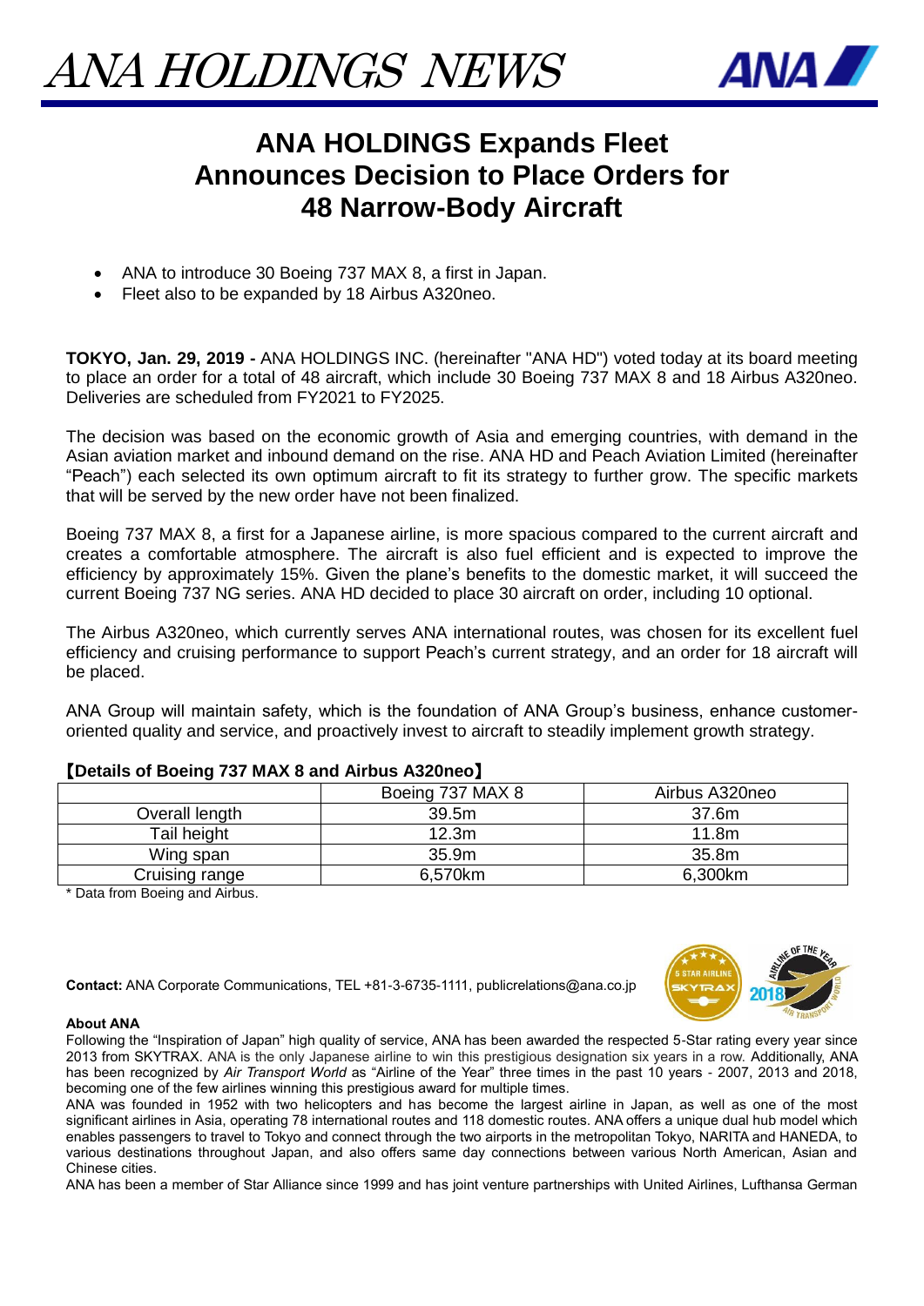# ANA HOLDINGS NEWS

## ANA HOLDINGS Expands Fleet
## Announces Decision to Place Orders for
## 48 Narrow-Body Aircraft

- ANA to introduce 30 Boeing 737 MAX 8, a first in Japan.
- Fleet also to be expanded by 18 Airbus A320neo.

**TOKYO, Jan. 29, 2019 -** ANA HOLDINGS INC. (hereinafter "ANA HD") voted today at its board meeting to place an order for a total of 48 aircraft, which include 30 Boeing 737 MAX 8 and 18 Airbus A320neo. Deliveries are scheduled from FY2021 to FY2025.

The decision was based on the economic growth of Asia and emerging countries, with demand in the Asian aviation market and inbound demand on the rise. ANA HD and Peach Aviation Limited (hereinafter "Peach") each selected its own optimum aircraft to fit its strategy to further grow. The specific markets that will be served by the new order have not been finalized.

Boeing 737 MAX 8, a first for a Japanese airline, is more spacious compared to the current aircraft and creates a comfortable atmosphere. The aircraft is also fuel efficient and is expected to improve the efficiency by approximately 15%. Given the plane's benefits to the domestic market, it will succeed the current Boeing 737 NG series. ANA HD decided to place 30 aircraft on order, including 10 optional.

The Airbus A320neo, which currently serves ANA international routes, was chosen for its excellent fuel efficiency and cruising performance to support Peach's current strategy, and an order for 18 aircraft will be placed.

ANA Group will maintain safety, which is the foundation of ANA Group's business, enhance customer-oriented quality and service, and proactively invest to aircraft to steadily implement growth strategy.

**【Details of Boeing 737 MAX 8 and Airbus A320neo】**

| | Boeing 737 MAX 8 | Airbus A320neo |
|---|---|---|
| Overall length | 39.5m | 37.6m |
| Tail height | 12.3m | 11.8m |
| Wing span | 35.9m | 35.8m |
| Cruising range | 6,570km | 6,300km |

\* Data from Boeing and Airbus.

**Contact:** ANA Corporate Communications, TEL +81-3-6735-1111, publicrelations@ana.co.jp

**About ANA**

Following the "Inspiration of Japan" high quality of service, ANA has been awarded the respected 5-Star rating every year since 2013 from SKYTRAX. ANA is the only Japanese airline to win this prestigious designation six years in a row. Additionally, ANA has been recognized by *Air Transport World* as "Airline of the Year" three times in the past 10 years - 2007, 2013 and 2018, becoming one of the few airlines winning this prestigious award for multiple times.

ANA was founded in 1952 with two helicopters and has become the largest airline in Japan, as well as one of the most significant airlines in Asia, operating 78 international routes and 118 domestic routes. ANA offers a unique dual hub model which enables passengers to travel to Tokyo and connect through the two airports in the metropolitan Tokyo, NARITA and HANEDA, to various destinations throughout Japan, and also offers same day connections between various North American, Asian and Chinese cities.

ANA has been a member of Star Alliance since 1999 and has joint venture partnerships with United Airlines, Lufthansa German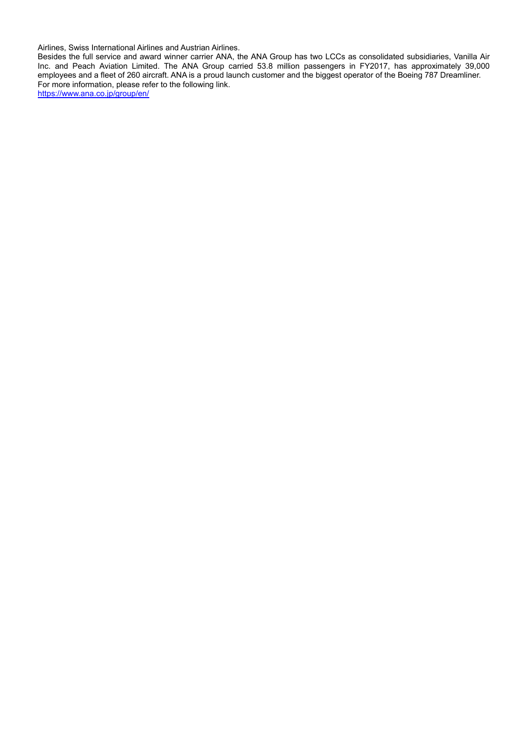Airlines, Swiss International Airlines and Austrian Airlines.
Besides the full service and award winner carrier ANA, the ANA Group has two LCCs as consolidated subsidiaries, Vanilla Air Inc. and Peach Aviation Limited. The ANA Group carried 53.8 million passengers in FY2017, has approximately 39,000 employees and a fleet of 260 aircraft. ANA is a proud launch customer and the biggest operator of the Boeing 787 Dreamliner.
For more information, please refer to the following link.
https://www.ana.co.jp/group/en/